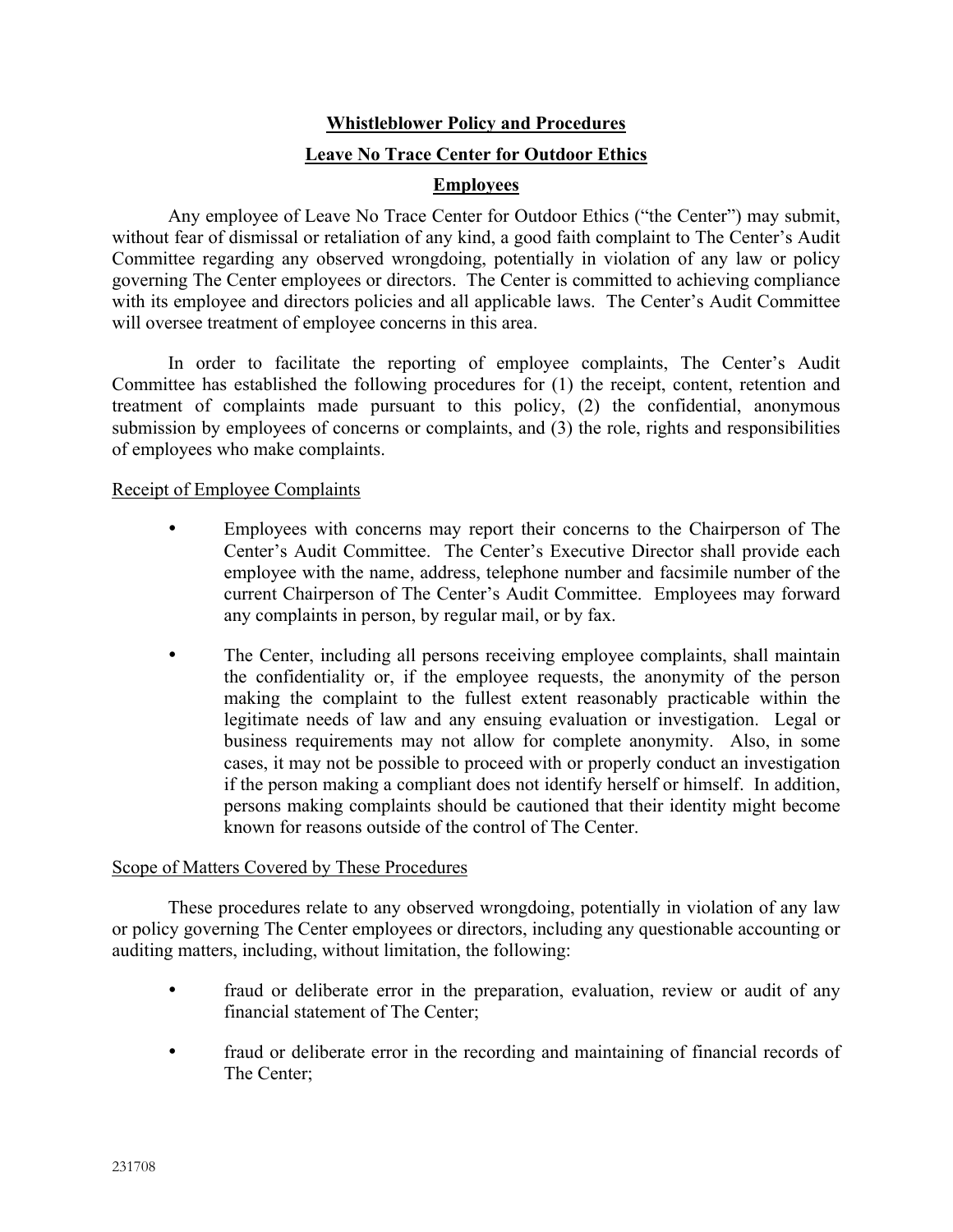# Whistleblower Policy and Procedures

## Leave No Trace Center for Outdoor Ethics

### Employees

Any employee of Leave No Trace Center for Outdoor Ethics ("the Center") may submit, without fear of dismissal or retaliation of any kind, a good faith complaint to The Center's Audit Committee regarding any observed wrongdoing, potentially in violation of any law or policy governing The Center employees or directors. The Center is committed to achieving compliance with its employee and directors policies and all applicable laws. The Center's Audit Committee will oversee treatment of employee concerns in this area.

In order to facilitate the reporting of employee complaints, The Center's Audit Committee has established the following procedures for (1) the receipt, content, retention and treatment of complaints made pursuant to this policy, (2) the confidential, anonymous submission by employees of concerns or complaints, and (3) the role, rights and responsibilities of employees who make complaints.

Receipt of Employee Complaints

- Employees with concerns may report their concerns to the Chairperson of The Center's Audit Committee. The Center's Executive Director shall provide each employee with the name, address, telephone number and facsimile number of the current Chairperson of The Center's Audit Committee. Employees may forward any complaints in person, by regular mail, or by fax.
- The Center, including all persons receiving employee complaints, shall maintain the confidentiality or, if the employee requests, the anonymity of the person making the complaint to the fullest extent reasonably practicable within the legitimate needs of law and any ensuing evaluation or investigation. Legal or business requirements may not allow for complete anonymity. Also, in some cases, it may not be possible to proceed with or properly conduct an investigation if the person making a compliant does not identify herself or himself. In addition, persons making complaints should be cautioned that their identity might become known for reasons outside of the control of The Center.

Scope of Matters Covered by These Procedures

These procedures relate to any observed wrongdoing, potentially in violation of any law or policy governing The Center employees or directors, including any questionable accounting or auditing matters, including, without limitation, the following:

- fraud or deliberate error in the preparation, evaluation, review or audit of any financial statement of The Center;
- fraud or deliberate error in the recording and maintaining of financial records of The Center;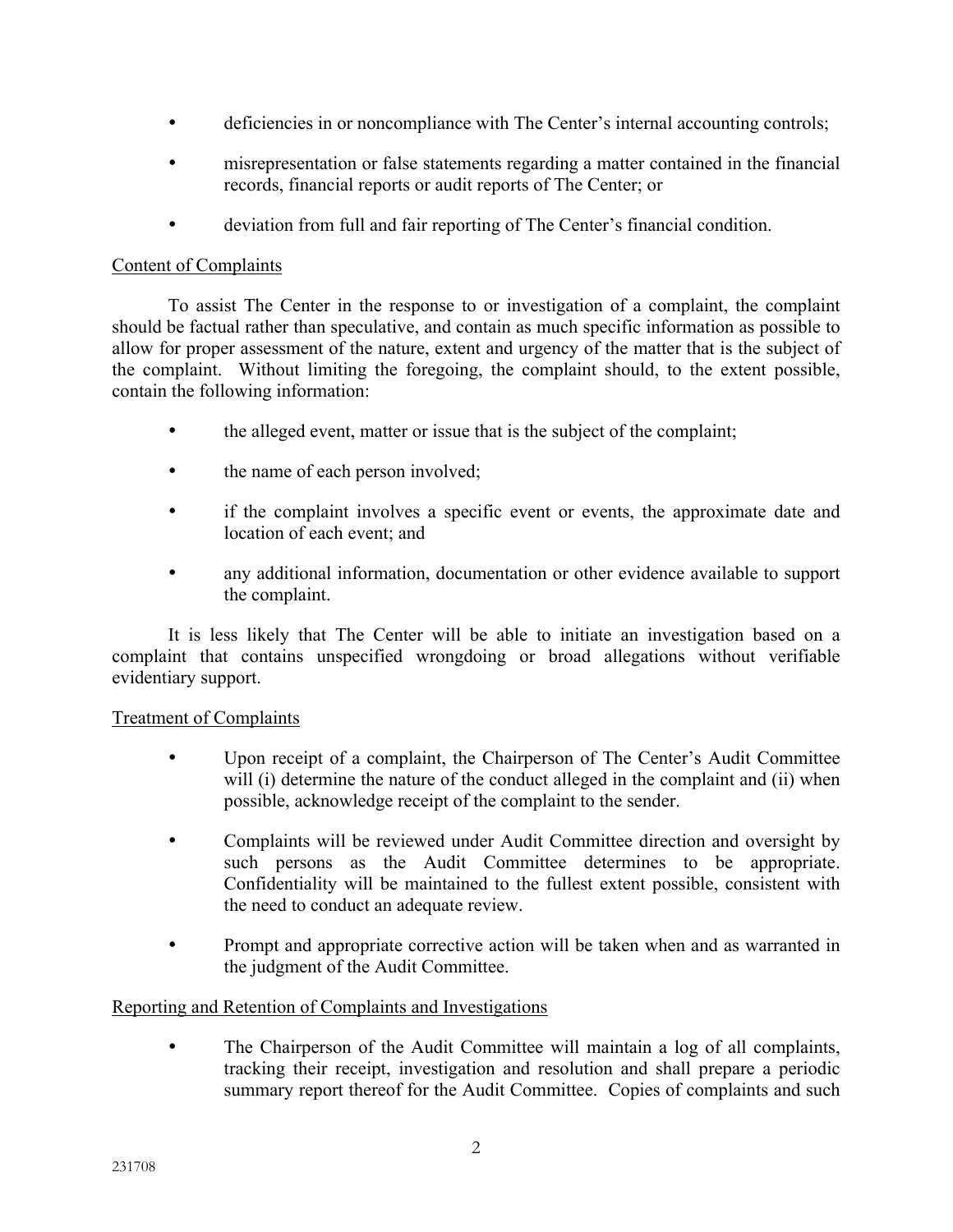- deficiencies in or noncompliance with The Center's internal accounting controls;
- misrepresentation or false statements regarding a matter contained in the financial records, financial reports or audit reports of The Center; or
- deviation from full and fair reporting of The Center's financial condition.

<u>Content of Complaints</u>

To assist The Center in the response to or investigation of a complaint, the complaint should be factual rather than speculative, and contain as much specific information as possible to allow for proper assessment of the nature, extent and urgency of the matter that is the subject of the complaint. Without limiting the foregoing, the complaint should, to the extent possible, contain the following information:

- the alleged event, matter or issue that is the subject of the complaint;
- the name of each person involved;
- if the complaint involves a specific event or events, the approximate date and location of each event; and
- any additional information, documentation or other evidence available to support the complaint.

It is less likely that The Center will be able to initiate an investigation based on a complaint that contains unspecified wrongdoing or broad allegations without verifiable evidentiary support.

<u>Treatment of Complaints</u>

- Upon receipt of a complaint, the Chairperson of The Center's Audit Committee will (i) determine the nature of the conduct alleged in the complaint and (ii) when possible, acknowledge receipt of the complaint to the sender.
- Complaints will be reviewed under Audit Committee direction and oversight by such persons as the Audit Committee determines to be appropriate. Confidentiality will be maintained to the fullest extent possible, consistent with the need to conduct an adequate review.
- Prompt and appropriate corrective action will be taken when and as warranted in the judgment of the Audit Committee.

<u>Reporting and Retention of Complaints and Investigations</u>

- The Chairperson of the Audit Committee will maintain a log of all complaints, tracking their receipt, investigation and resolution and shall prepare a periodic summary report thereof for the Audit Committee. Copies of complaints and such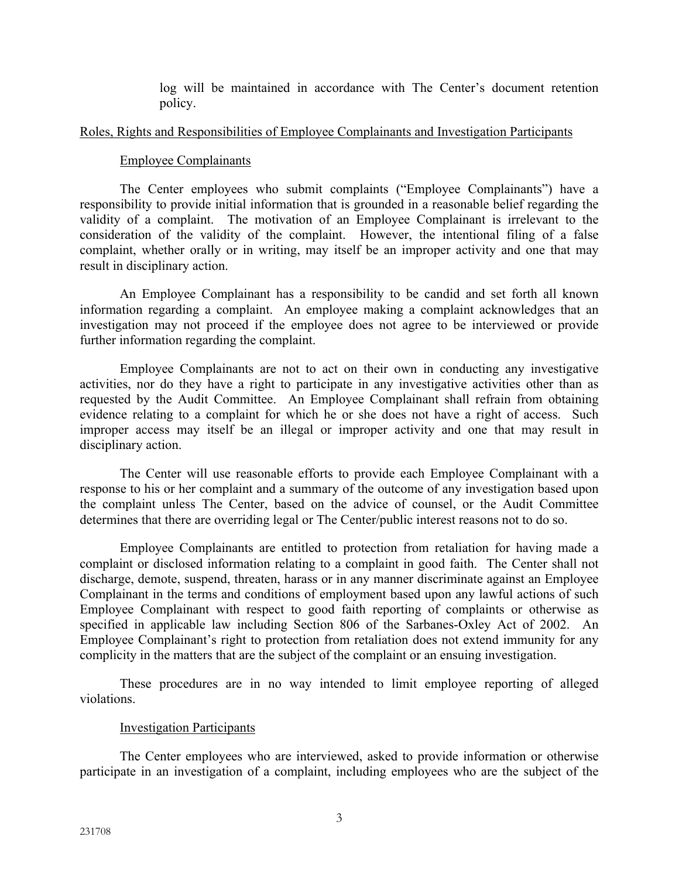log will be maintained in accordance with The Center's document retention policy.

## Roles, Rights and Responsibilities of Employee Complainants and Investigation Participants

### Employee Complainants

The Center employees who submit complaints ("Employee Complainants") have a responsibility to provide initial information that is grounded in a reasonable belief regarding the validity of a complaint. The motivation of an Employee Complainant is irrelevant to the consideration of the validity of the complaint. However, the intentional filing of a false complaint, whether orally or in writing, may itself be an improper activity and one that may result in disciplinary action.

An Employee Complainant has a responsibility to be candid and set forth all known information regarding a complaint. An employee making a complaint acknowledges that an investigation may not proceed if the employee does not agree to be interviewed or provide further information regarding the complaint.

Employee Complainants are not to act on their own in conducting any investigative activities, nor do they have a right to participate in any investigative activities other than as requested by the Audit Committee. An Employee Complainant shall refrain from obtaining evidence relating to a complaint for which he or she does not have a right of access. Such improper access may itself be an illegal or improper activity and one that may result in disciplinary action.

The Center will use reasonable efforts to provide each Employee Complainant with a response to his or her complaint and a summary of the outcome of any investigation based upon the complaint unless The Center, based on the advice of counsel, or the Audit Committee determines that there are overriding legal or The Center/public interest reasons not to do so.

Employee Complainants are entitled to protection from retaliation for having made a complaint or disclosed information relating to a complaint in good faith. The Center shall not discharge, demote, suspend, threaten, harass or in any manner discriminate against an Employee Complainant in the terms and conditions of employment based upon any lawful actions of such Employee Complainant with respect to good faith reporting of complaints or otherwise as specified in applicable law including Section 806 of the Sarbanes-Oxley Act of 2002. An Employee Complainant's right to protection from retaliation does not extend immunity for any complicity in the matters that are the subject of the complaint or an ensuing investigation.

These procedures are in no way intended to limit employee reporting of alleged violations.

### Investigation Participants

The Center employees who are interviewed, asked to provide information or otherwise participate in an investigation of a complaint, including employees who are the subject of the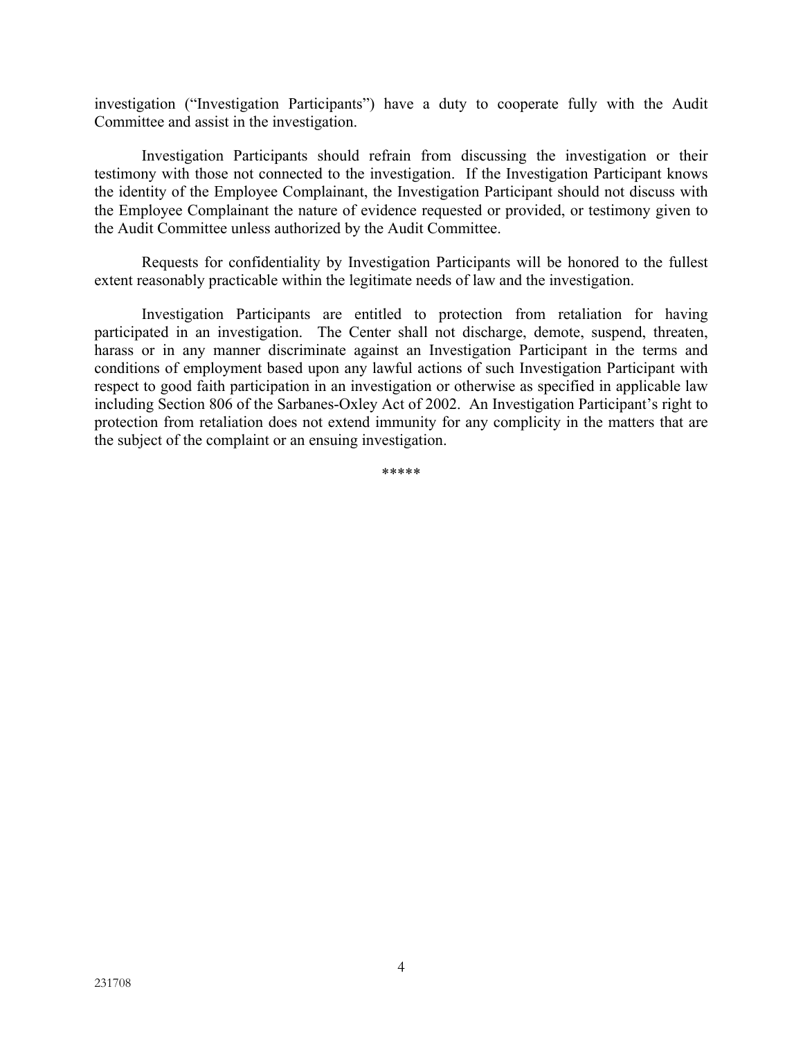investigation (“Investigation Participants”) have a duty to cooperate fully with the Audit Committee and assist in the investigation.

Investigation Participants should refrain from discussing the investigation or their testimony with those not connected to the investigation. If the Investigation Participant knows the identity of the Employee Complainant, the Investigation Participant should not discuss with the Employee Complainant the nature of evidence requested or provided, or testimony given to the Audit Committee unless authorized by the Audit Committee.

Requests for confidentiality by Investigation Participants will be honored to the fullest extent reasonably practicable within the legitimate needs of law and the investigation.

Investigation Participants are entitled to protection from retaliation for having participated in an investigation. The Center shall not discharge, demote, suspend, threaten, harass or in any manner discriminate against an Investigation Participant in the terms and conditions of employment based upon any lawful actions of such Investigation Participant with respect to good faith participation in an investigation or otherwise as specified in applicable law including Section 806 of the Sarbanes-Oxley Act of 2002. An Investigation Participant’s right to protection from retaliation does not extend immunity for any complicity in the matters that are the subject of the complaint or an ensuing investigation.

*****

231708